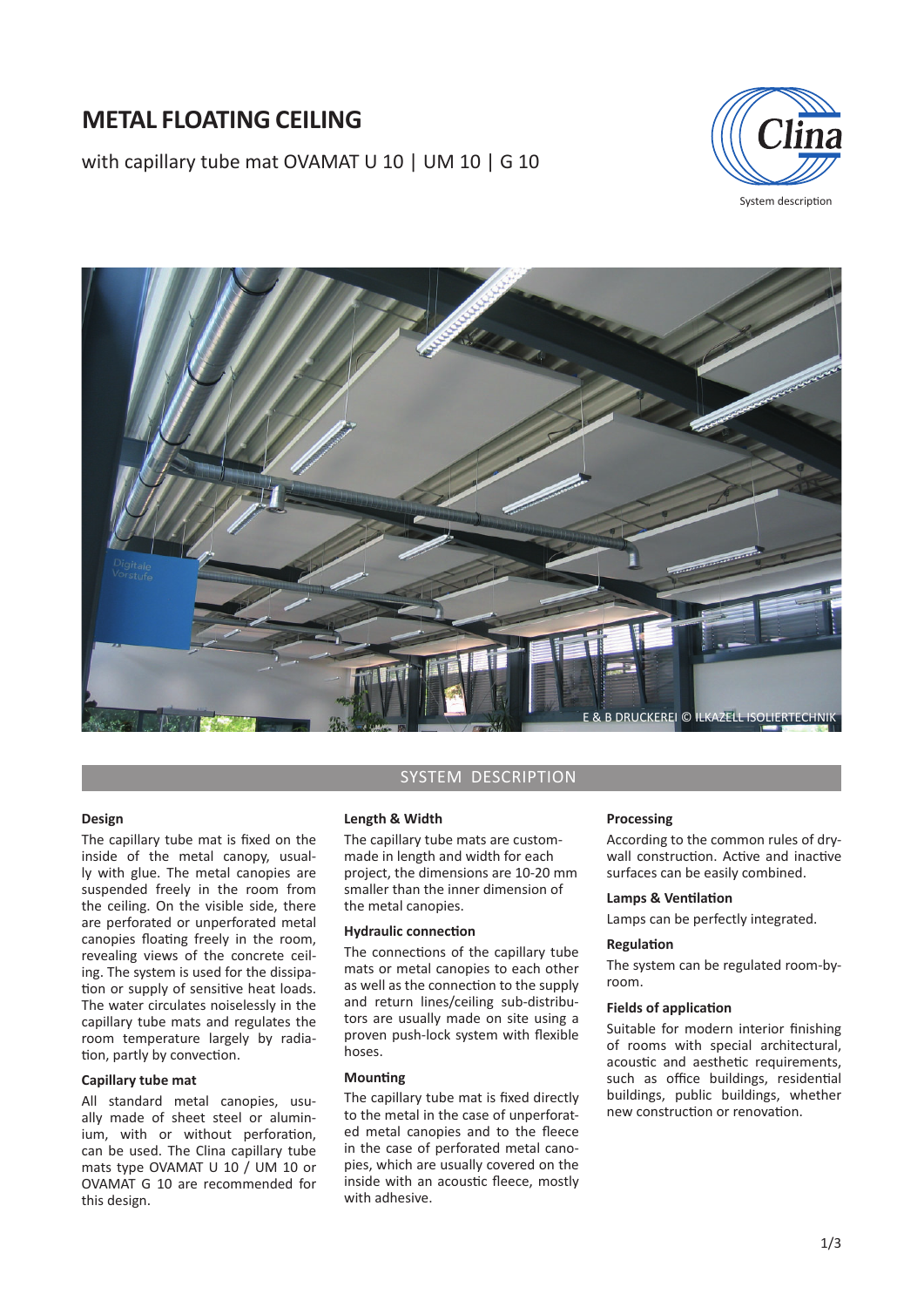# METAL FLOATING CEILING

with capillary tube mat OVAMAT U 10 | UM 10 | G 10

System description

E & B DRUCKEREI © ILKAZELL ISOLIERTECHNIK

## SYSTEM DESCRIPTION

### Design

The capillary tube mat is fixed on the inside of the metal canopy, usually with glue. The metal canopies are suspended freely in the room from the ceiling. On the visible side, there are perforated or unperforated metal canopies floating freely in the room, revealing views of the concrete ceiling. The system is used for the dissipation or supply of sensitive heat loads. The water circulates noiselessly in the capillary tube mats and regulates the room temperature largely by radiation, partly by convection.

### Capillary tube mat

All standard metal canopies, usually made of sheet steel or aluminium, with or without perforation, can be used. The Clina capillary tube mats type OVAMAT U 10 / UM 10 or OVAMAT G 10 are recommended for this design.

### Length & Width

The capillary tube mats are custom-made in length and width for each project, the dimensions are 10-20 mm smaller than the inner dimension of the metal canopies.

### Hydraulic connection

The connections of the capillary tube mats or metal canopies to each other as well as the connection to the supply and return lines/ceiling sub-distributors are usually made on site using a proven push-lock system with flexible hoses.

### Mounting

The capillary tube mat is fixed directly to the metal in the case of unperforated metal canopies and to the fleece in the case of perforated metal canopies, which are usually covered on the inside with an acoustic fleece, mostly with adhesive.

### Processing

According to the common rules of drywall construction. Active and inactive surfaces can be easily combined.

### Lamps & Ventilation

Lamps can be perfectly integrated.

### Regulation

The system can be regulated room-by-room.

### Fields of application

Suitable for modern interior finishing of rooms with special architectural, acoustic and aesthetic requirements, such as office buildings, residential buildings, public buildings, whether new construction or renovation.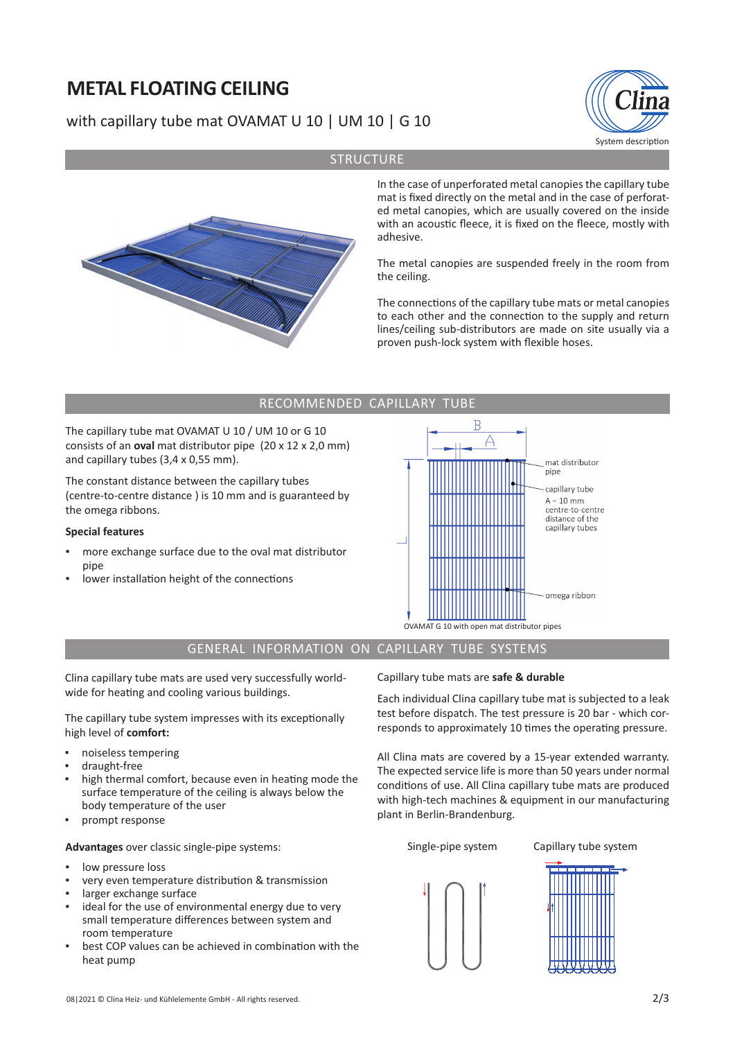# METAL FLOATING CEILING

with capillary tube mat OVAMAT U 10 | UM 10 | G 10

## STRUCTURE

In the case of unperforated metal canopies the capillary tube mat is fixed directly on the metal and in the case of perforated metal canopies, which are usually covered on the inside with an acoustic fleece, it is fixed on the fleece, mostly with adhesive.

The metal canopies are suspended freely in the room from the ceiling.

The connections of the capillary tube mats or metal canopies to each other and the connection to the supply and return lines/ceiling sub-distributors are made on site usually via a proven push-lock system with flexible hoses.

## RECOMMENDED CAPILLARY TUBE

The capillary tube mat OVAMAT U 10 / UM 10 or G 10 consists of an **oval** mat distributor pipe (20 x 12 x 2,0 mm) and capillary tubes (3,4 x 0,55 mm).

The constant distance between the capillary tubes (centre-to-centre distance ) is 10 mm and is guaranteed by the omega ribbons.

**Special features**

- more exchange surface due to the oval mat distributor pipe
- lower installation height of the connections

B
A
mat distributor pipe
capillary tube
A = 10 mm centre-to-centre distance of the capillary tubes
omega ribbon
L

OVAMAT G 10 with open mat distributor pipes

## GENERAL INFORMATION ON CAPILLARY TUBE SYSTEMS

Clina capillary tube mats are used very successfully worldwide for heating and cooling various buildings.

The capillary tube system impresses with its exceptionally high level of **comfort:**

- noiseless tempering
- draught-free
- high thermal comfort, because even in heating mode the surface temperature of the ceiling is always below the body temperature of the user
- prompt response

**Advantages** over classic single-pipe systems:

- low pressure loss
- very even temperature distribution & transmission
- larger exchange surface
- ideal for the use of environmental energy due to very small temperature differences between system and room temperature
- best COP values can be achieved in combination with the heat pump

Capillary tube mats are **safe & durable**

Each individual Clina capillary tube mat is subjected to a leak test before dispatch. The test pressure is 20 bar - which corresponds to approximately 10 times the operating pressure.

All Clina mats are covered by a 15-year extended warranty. The expected service life is more than 50 years under normal conditions of use. All Clina capillary tube mats are produced with high-tech machines & equipment in our manufacturing plant in Berlin-Brandenburg.

Single-pipe system | Capillary tube system

08|2021 © Clina Heiz- und Kühlelemente GmbH - All rights reserved.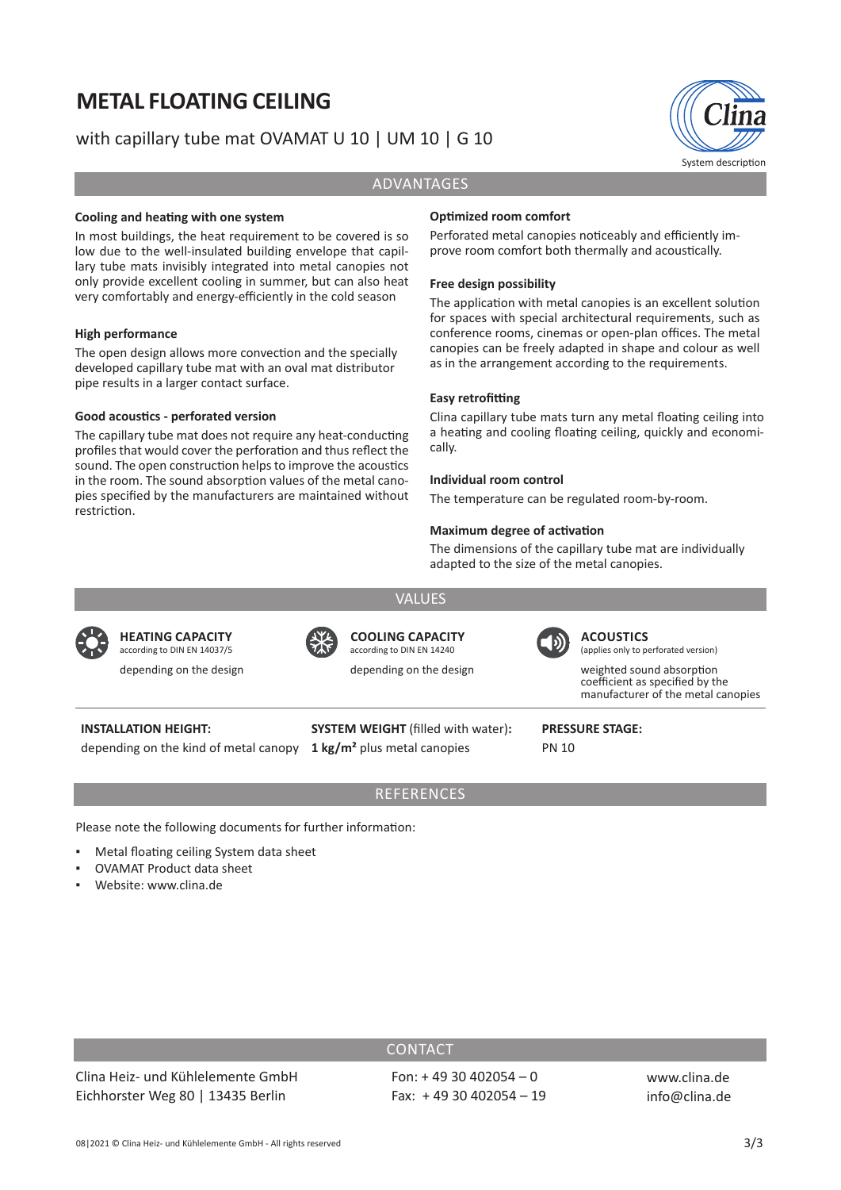# METAL FLOATING CEILING

with capillary tube mat OVAMAT U 10 | UM 10 | G 10

System description

## ADVANTAGES

### Cooling and heating with one system

In most buildings, the heat requirement to be covered is so low due to the well-insulated building envelope that capillary tube mats invisibly integrated into metal canopies not only provide excellent cooling in summer, but can also heat very comfortably and energy-efficiently in the cold season

### High performance

The open design allows more convection and the specially developed capillary tube mat with an oval mat distributor pipe results in a larger contact surface.

### Good acoustics - perforated version

The capillary tube mat does not require any heat-conducting profiles that would cover the perforation and thus reflect the sound. The open construction helps to improve the acoustics in the room. The sound absorption values of the metal canopies specified by the manufacturers are maintained without restriction.

### Optimized room comfort

Perforated metal canopies noticeably and efficiently improve room comfort both thermally and acoustically.

### Free design possibility

The application with metal canopies is an excellent solution for spaces with special architectural requirements, such as conference rooms, cinemas or open-plan offices. The metal canopies can be freely adapted in shape and colour as well as in the arrangement according to the requirements.

### Easy retrofitting

Clina capillary tube mats turn any metal floating ceiling into a heating and cooling floating ceiling, quickly and economically.

### Individual room control

The temperature can be regulated room-by-room.

### Maximum degree of activation

The dimensions of the capillary tube mat are individually adapted to the size of the metal canopies.

## VALUES

**HEATING CAPACITY**
according to DIN EN 14037/5

depending on the design

**COOLING CAPACITY**
according to DIN EN 14240

depending on the design

**ACOUSTICS**
(applies only to perforated version)

weighted sound absorption coefficient as specified by the manufacturer of the metal canopies

**INSTALLATION HEIGHT:**
depending on the kind of metal canopy

**SYSTEM WEIGHT** (filled with water)**:**
**1 kg/m²** plus metal canopies

**PRESSURE STAGE:**
PN 10

## REFERENCES

Please note the following documents for further information:

- Metal floating ceiling System data sheet
- OVAMAT Product data sheet
- Website: www.clina.de

## CONTACT

Clina Heiz- und Kühlelemente GmbH
Eichhorster Weg 80 | 13435 Berlin

Fon: + 49 30 402054 – 0
Fax: + 49 30 402054 – 19

www.clina.de
info@clina.de

08|2021 © Clina Heiz- und Kühlelemente GmbH - All rights reserved